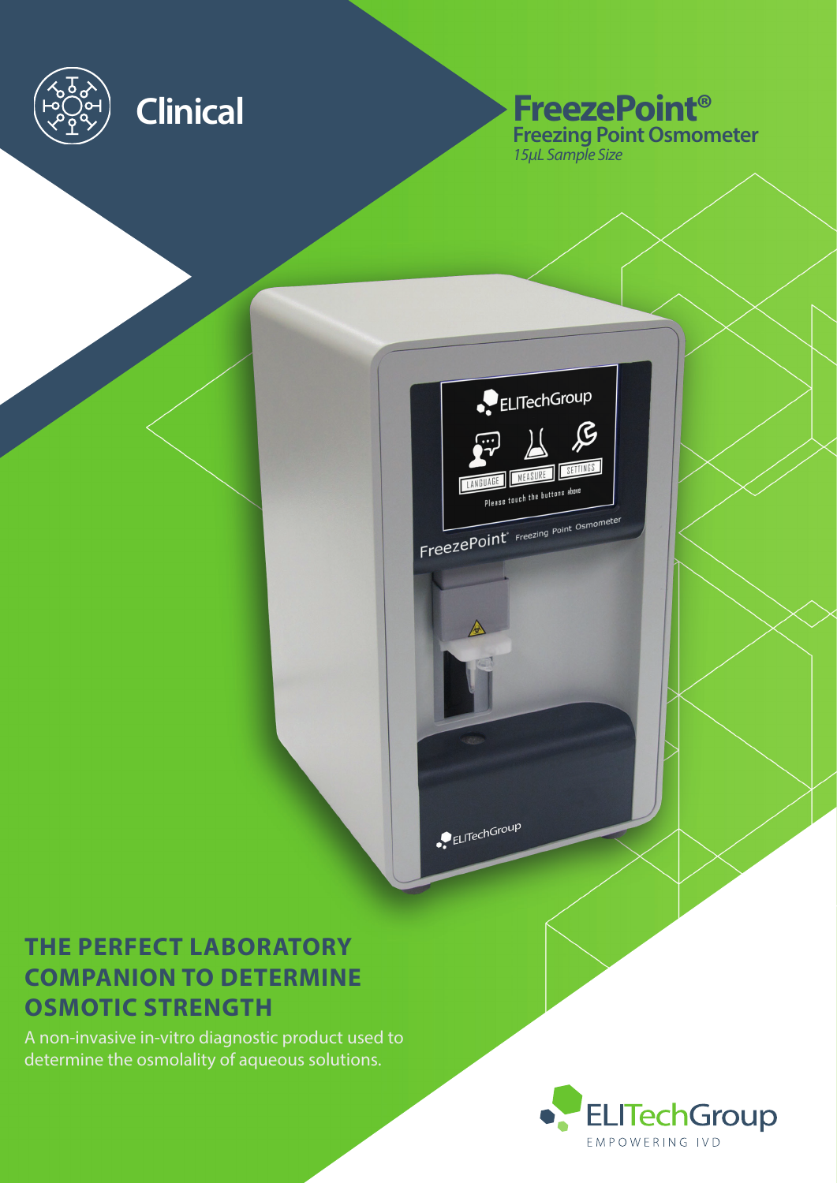Clinical

# FreezePoint®

## Freezing Point Osmometer

*15µL Sample Size*

# THE PERFECT LABORATORY COMPANION TO DETERMINE OSMOTIC STRENGTH

A non-invasive in-vitro diagnostic product used to determine the osmolality of aqueous solutions.

ELITechGroup
EMPOWERING IVD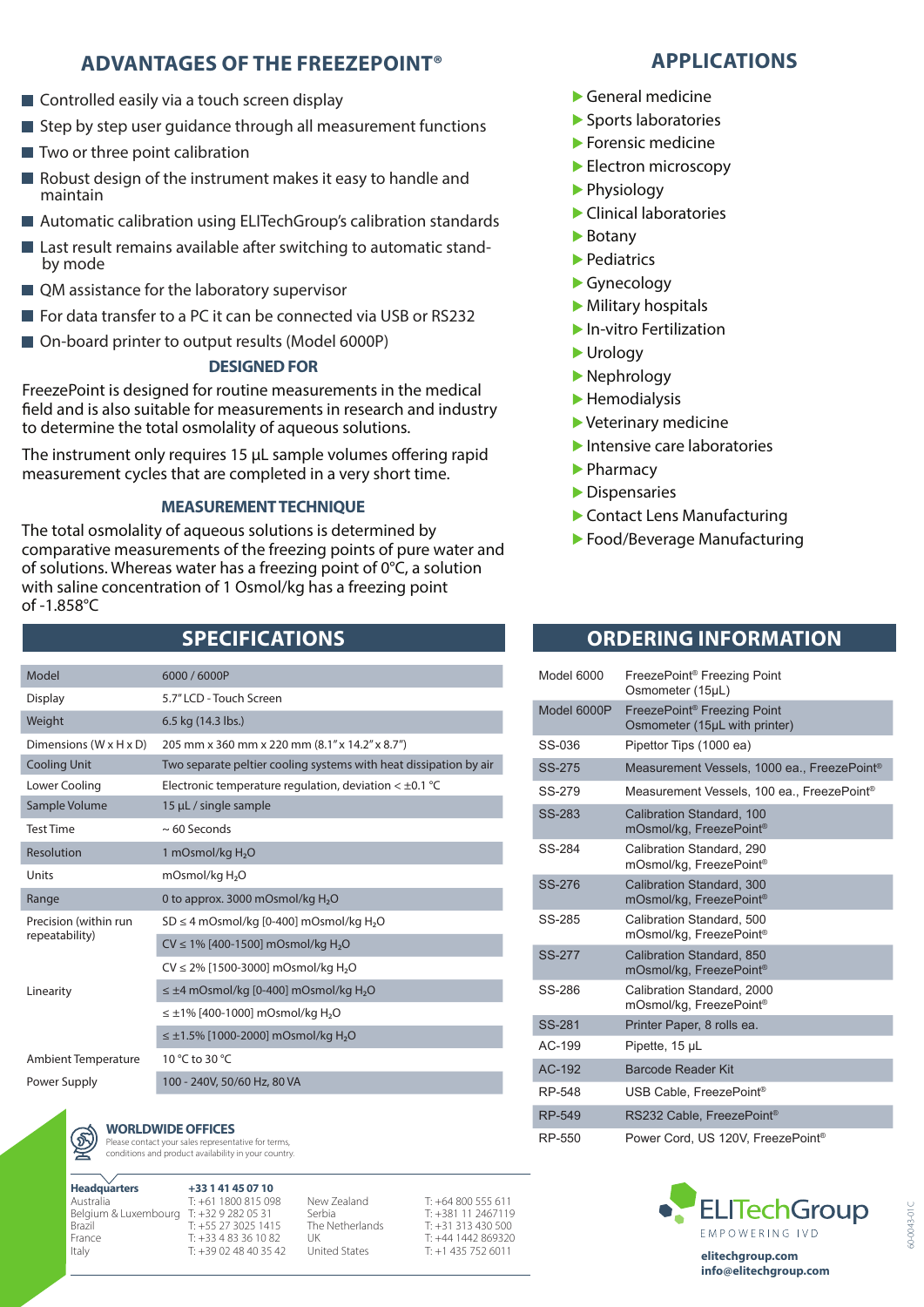## ADVANTAGES OF THE FREEZEPOINT®

- Controlled easily via a touch screen display
- Step by step user guidance through all measurement functions
- Two or three point calibration
- Robust design of the instrument makes it easy to handle and maintain
- Automatic calibration using ELITechGroup's calibration standards
- Last result remains available after switching to automatic stand-by mode
- QM assistance for the laboratory supervisor
- For data transfer to a PC it can be connected via USB or RS232
- On-board printer to output results (Model 6000P)

### DESIGNED FOR

FreezePoint is designed for routine measurements in the medical field and is also suitable for measurements in research and industry to determine the total osmolality of aqueous solutions.

The instrument only requires 15 µL sample volumes offering rapid measurement cycles that are completed in a very short time.

### MEASUREMENT TECHNIQUE

The total osmolality of aqueous solutions is determined by comparative measurements of the freezing points of pure water and of solutions. Whereas water has a freezing point of 0°C, a solution with saline concentration of 1 Osmol/kg has a freezing point of -1.858°C

## APPLICATIONS

- General medicine
- Sports laboratories
- Forensic medicine
- Electron microscopy
- Physiology
- Clinical laboratories
- Botany
- Pediatrics
- Gynecology
- Military hospitals
- In-vitro Fertilization
- Urology
- Nephrology
- Hemodialysis
- Veterinary medicine
- Intensive care laboratories
- Pharmacy
- Dispensaries
- Contact Lens Manufacturing
- Food/Beverage Manufacturing

## SPECIFICATIONS

| | |
|---|---|
| Model | 6000 / 6000P |
| Display | 5.7" LCD - Touch Screen |
| Weight | 6.5 kg (14.3 lbs.) |
| Dimensions (W x H x D) | 205 mm x 360 mm x 220 mm (8.1" x 14.2" x 8.7") |
| Cooling Unit | Two separate peltier cooling systems with heat dissipation by air |
| Lower Cooling | Electronic temperature regulation, deviation < ±0.1 °C |
| Sample Volume | 15 µL / single sample |
| Test Time | ~ 60 Seconds |
| Resolution | 1 mOsmol/kg $H_2O$ |
| Units | mOsmol/kg $H_2O$ |
| Range | 0 to approx. 3000 mOsmol/kg $H_2O$ |
| Precision (within run repeatability) | SD ≤ 4 mOsmol/kg [0-400] mOsmol/kg $H_2O$ |
| | CV ≤ 1% [400-1500] mOsmol/kg $H_2O$ |
| | CV ≤ 2% [1500-3000] mOsmol/kg $H_2O$ |
| Linearity | ≤ ±4 mOsmol/kg [0-400] mOsmol/kg $H_2O$ |
| | ≤ ±1% [400-1000] mOsmol/kg $H_2O$ |
| | ≤ ±1.5% [1000-2000] mOsmol/kg $H_2O$ |
| Ambient Temperature | 10 °C to 30 °C |
| Power Supply | 100 - 240V, 50/60 Hz, 80 VA |

## ORDERING INFORMATION

| | |
|---|---|
| Model 6000 | FreezePoint® Freezing Point Osmometer (15µL) |
| Model 6000P | FreezePoint® Freezing Point Osmometer (15µL with printer) |
| SS-036 | Pipettor Tips (1000 ea) |
| SS-275 | Measurement Vessels, 1000 ea., FreezePoint® |
| SS-279 | Measurement Vessels, 100 ea., FreezePoint® |
| SS-283 | Calibration Standard, 100 mOsmol/kg, FreezePoint® |
| SS-284 | Calibration Standard, 290 mOsmol/kg, FreezePoint® |
| SS-276 | Calibration Standard, 300 mOsmol/kg, FreezePoint® |
| SS-285 | Calibration Standard, 500 mOsmol/kg, FreezePoint® |
| SS-277 | Calibration Standard, 850 mOsmol/kg, FreezePoint® |
| SS-286 | Calibration Standard, 2000 mOsmol/kg, FreezePoint® |
| SS-281 | Printer Paper, 8 rolls ea. |
| AC-199 | Pipette, 15 µL |
| AC-192 | Barcode Reader Kit |
| RP-548 | USB Cable, FreezePoint® |
| RP-549 | RS232 Cable, FreezePoint® |
| RP-550 | Power Cord, US 120V, FreezePoint® |

### WORLDWIDE OFFICES

Please contact your sales representative for terms, conditions and product availability in your country.

| | | | |
|---|---|---|---|
| **Headquarters** | **+33 1 41 45 07 10** | | |
| Australia | T: +61 1800 815 098 | New Zealand | T: +64 800 555 611 |
| Belgium & Luxembourg | T: +32 9 282 05 31 | Serbia | T: +381 11 2467119 |
| Brazil | T: +55 27 3025 1415 | The Netherlands | T: +31 313 430 500 |
| France | T: +33 4 83 36 10 82 | UK | T: +44 1442 869320 |
| Italy | T: +39 02 48 40 35 42 | United States | T: +1 435 752 6011 |

ELITechGroup
EMPOWERING IVD

**elitechgroup.com**
**info@elitechgroup.com**

60-0043-01C